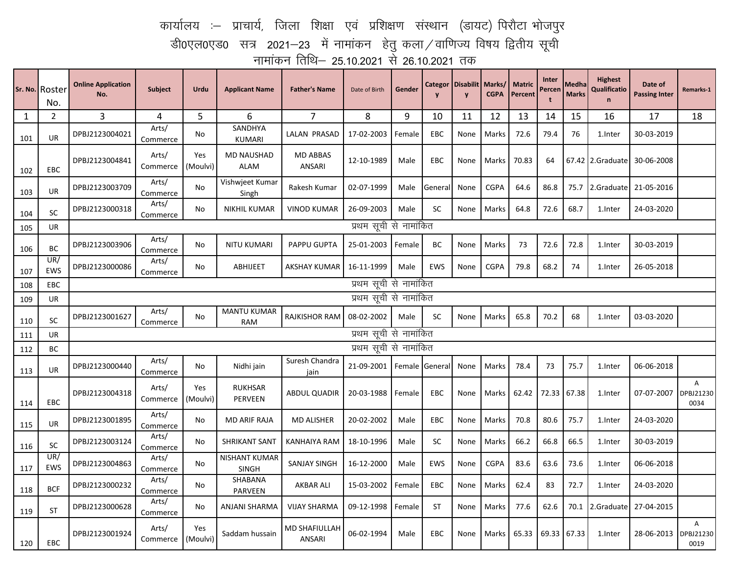# कार्यालय :– प्राचार्य, जिला शिक्षा एवं प्रशिक्षण संस्थान (डायट) पिरौटा भोजपुर

## डी0एल0एड0 सत्र 2021–23 में नामांकन हेतु कला/वाणिज्य विषय द्वितीय सूची

### नामांकन तिथि– 25.10.2021 से 26.10.2021 तक

| Sr. No. | Roster No. | Online Application No. | Subject | Urdu | Applicant Name | Father's Name | Date of Birth | Gender | Category | Disability | Marks/ CGPA | Matric Percent | Inter Percent | Medha Marks | Highest Qualification | Date of Passing Inter | Remarks-1 |
|---|---|---|---|---|---|---|---|---|---|---|---|---|---|---|---|---|---|
| 1 | 2 | 3 | 4 | 5 | 6 | 7 | 8 | 9 | 10 | 11 | 12 | 13 | 14 | 15 | 16 | 17 | 18 |
| 101 | UR | DPBJ2123004021 | Arts/ Commerce | No | SANDHYA KUMARI | LALAN PRASAD | 17-02-2003 | Female | EBC | None | Marks | 72.6 | 79.4 | 76 | 1.Inter | 30-03-2019 | |
| 102 | EBC | DPBJ2123004841 | Arts/ Commerce | Yes (Moulvi) | MD NAUSHAD ALAM | MD ABBAS ANSARI | 12-10-1989 | Male | EBC | None | Marks | 70.83 | 64 | 67.42 | 2.Graduate | 30-06-2008 | |
| 103 | UR | DPBJ2123003709 | Arts/ Commerce | No | Vishwjeet Kumar Singh | Rakesh Kumar | 02-07-1999 | Male | General | None | CGPA | 64.6 | 86.8 | 75.7 | 2.Graduate | 21-05-2016 | |
| 104 | SC | DPBJ2123000318 | Arts/ Commerce | No | NIKHIL KUMAR | VINOD KUMAR | 26-09-2003 | Male | SC | None | Marks | 64.8 | 72.6 | 68.7 | 1.Inter | 24-03-2020 | |
| 105 | UR | प्रथम सूची से नामांकित | | | | | | | | | | | | | | | |
| 106 | BC | DPBJ2123003906 | Arts/ Commerce | No | NITU KUMARI | PAPPU GUPTA | 25-01-2003 | Female | BC | None | Marks | 73 | 72.6 | 72.8 | 1.Inter | 30-03-2019 | |
| 107 | UR/ EWS | DPBJ2123000086 | Arts/ Commerce | No | ABHIJEET | AKSHAY KUMAR | 16-11-1999 | Male | EWS | None | CGPA | 79.8 | 68.2 | 74 | 1.Inter | 26-05-2018 | |
| 108 | EBC | प्रथम सूची से नामांकित | | | | | | | | | | | | | | | |
| 109 | UR | प्रथम सूची से नामांकित | | | | | | | | | | | | | | | |
| 110 | SC | DPBJ2123001627 | Arts/ Commerce | No | MANTU KUMAR RAM | RAJKISHOR RAM | 08-02-2002 | Male | SC | None | Marks | 65.8 | 70.2 | 68 | 1.Inter | 03-03-2020 | |
| 111 | UR | प्रथम सूची से नामांकित | | | | | | | | | | | | | | | |
| 112 | BC | प्रथम सूची से नामांकित | | | | | | | | | | | | | | | |
| 113 | UR | DPBJ2123000440 | Arts/ Commerce | No | Nidhi jain | Suresh Chandra jain | 21-09-2001 | Female | General | None | Marks | 78.4 | 73 | 75.7 | 1.Inter | 06-06-2018 | |
| 114 | EBC | DPBJ2123004318 | Arts/ Commerce | Yes (Moulvi) | RUKHSAR PERVEEN | ABDUL QUADIR | 20-03-1988 | Female | EBC | None | Marks | 62.42 | 72.33 | 67.38 | 1.Inter | 07-07-2007 | A DPBJ212300034 |
| 115 | UR | DPBJ2123001895 | Arts/ Commerce | No | MD ARIF RAJA | MD ALISHER | 20-02-2002 | Male | EBC | None | Marks | 70.8 | 80.6 | 75.7 | 1.Inter | 24-03-2020 | |
| 116 | SC | DPBJ2123003124 | Arts/ Commerce | No | SHRIKANT SANT | KANHAIYA RAM | 18-10-1996 | Male | SC | None | Marks | 66.2 | 66.8 | 66.5 | 1.Inter | 30-03-2019 | |
| 117 | UR/ EWS | DPBJ2123004863 | Arts/ Commerce | No | NISHANT KUMAR SINGH | SANJAY SINGH | 16-12-2000 | Male | EWS | None | CGPA | 83.6 | 63.6 | 73.6 | 1.Inter | 06-06-2018 | |
| 118 | BCF | DPBJ2123000232 | Arts/ Commerce | No | SHABANA PARVEEN | AKBAR ALI | 15-03-2002 | Female | EBC | None | Marks | 62.4 | 83 | 72.7 | 1.Inter | 24-03-2020 | |
| 119 | ST | DPBJ2123000628 | Arts/ Commerce | No | ANJANI SHARMA | VIJAY SHARMA | 09-12-1998 | Female | ST | None | Marks | 77.6 | 62.6 | 70.1 | 2.Graduate | 27-04-2015 | |
| 120 | EBC | DPBJ2123001924 | Arts/ Commerce | Yes (Moulvi) | Saddam hussain | MD SHAFIULLAH ANSARI | 06-02-1994 | Male | EBC | None | Marks | 65.33 | 69.33 | 67.33 | 1.Inter | 28-06-2013 | A DPBJ212300019 |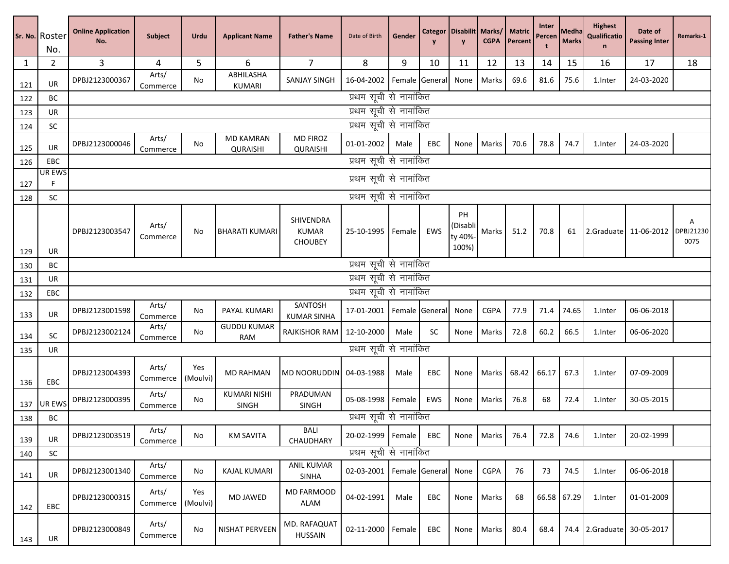| Sr. No. | Roster No. | Online Application No. | Subject | Urdu | Applicant Name | Father's Name | Date of Birth | Gender | Category | Disability | Marks/ CGPA | Matric Percent | Inter Percent | Medha Marks | Highest Qualification | Date of Passing Inter | Remarks-1 |
|---|---|---|---|---|---|---|---|---|---|---|---|---|---|---|---|---|---|
| 1 | 2 | 3 | 4 | 5 | 6 | 7 | 8 | 9 | 10 | 11 | 12 | 13 | 14 | 15 | 16 | 17 | 18 |
| 121 | UR | DPBJ2123000367 | Arts/ Commerce | No | ABHILASHA KUMARI | SANJAY SINGH | 16-04-2002 | Female | General | None | Marks | 69.6 | 81.6 | 75.6 | 1.Inter | 24-03-2020 | |
| 122 | BC | प्रथम सूची से नामांकित | | | | | | | | | | | | | | | |
| 123 | UR | प्रथम सूची से नामांकित | | | | | | | | | | | | | | | |
| 124 | SC | प्रथम सूची से नामांकित | | | | | | | | | | | | | | | |
| 125 | UR | DPBJ2123000046 | Arts/ Commerce | No | MD KAMRAN QURAISHI | MD FIROZ QURAISHI | 01-01-2002 | Male | EBC | None | Marks | 70.6 | 78.8 | 74.7 | 1.Inter | 24-03-2020 | |
| 126 | EBC | प्रथम सूची से नामांकित | | | | | | | | | | | | | | | |
| 127 | UR EWS F | प्रथम सूची से नामांकित | | | | | | | | | | | | | | | |
| 128 | SC | प्रथम सूची से नामांकित | | | | | | | | | | | | | | | |
| 129 | UR | DPBJ2123003547 | Arts/ Commerce | No | BHARATI KUMARI | SHIVENDRA KUMAR CHOUBEY | 25-10-1995 | Female | EWS | PH (Disability 40%-100%) | Marks | 51.2 | 70.8 | 61 | 2.Graduate | 11-06-2012 | A DPBJ21230 0075 |
| 130 | BC | प्रथम सूची से नामांकित | | | | | | | | | | | | | | | |
| 131 | UR | प्रथम सूची से नामांकित | | | | | | | | | | | | | | | |
| 132 | EBC | प्रथम सूची से नामांकित | | | | | | | | | | | | | | | |
| 133 | UR | DPBJ2123001598 | Arts/ Commerce | No | PAYAL KUMARI | SANTOSH KUMAR SINHA | 17-01-2001 | Female | General | None | CGPA | 77.9 | 71.4 | 74.65 | 1.Inter | 06-06-2018 | |
| 134 | SC | DPBJ2123002124 | Arts/ Commerce | No | GUDDU KUMAR RAM | RAJKISHOR RAM | 12-10-2000 | Male | SC | None | Marks | 72.8 | 60.2 | 66.5 | 1.Inter | 06-06-2020 | |
| 135 | UR | प्रथम सूची से नामांकित | | | | | | | | | | | | | | | |
| 136 | EBC | DPBJ2123004393 | Arts/ Commerce | Yes (Moulvi) | MD RAHMAN | MD NOORUDDIN | 04-03-1988 | Male | EBC | None | Marks | 68.42 | 66.17 | 67.3 | 1.Inter | 07-09-2009 | |
| 137 | UR EWS | DPBJ2123000395 | Arts/ Commerce | No | KUMARI NISHI SINGH | PRADUMAN SINGH | 05-08-1998 | Female | EWS | None | Marks | 76.8 | 68 | 72.4 | 1.Inter | 30-05-2015 | |
| 138 | BC | प्रथम सूची से नामांकित | | | | | | | | | | | | | | | |
| 139 | UR | DPBJ2123003519 | Arts/ Commerce | No | KM SAVITA | BALI CHAUDHARY | 20-02-1999 | Female | EBC | None | Marks | 76.4 | 72.8 | 74.6 | 1.Inter | 20-02-1999 | |
| 140 | SC | प्रथम सूची से नामांकित | | | | | | | | | | | | | | | |
| 141 | UR | DPBJ2123001340 | Arts/ Commerce | No | KAJAL KUMARI | ANIL KUMAR SINHA | 02-03-2001 | Female | General | None | CGPA | 76 | 73 | 74.5 | 1.Inter | 06-06-2018 | |
| 142 | EBC | DPBJ2123000315 | Arts/ Commerce | Yes (Moulvi) | MD JAWED | MD FARMOOD ALAM | 04-02-1991 | Male | EBC | None | Marks | 68 | 66.58 | 67.29 | 1.Inter | 01-01-2009 | |
| 143 | UR | DPBJ2123000849 | Arts/ Commerce | No | NISHAT PERVEEN | MD. RAFAQUAT HUSSAIN | 02-11-2000 | Female | EBC | None | Marks | 80.4 | 68.4 | 74.4 | 2.Graduate | 30-05-2017 | |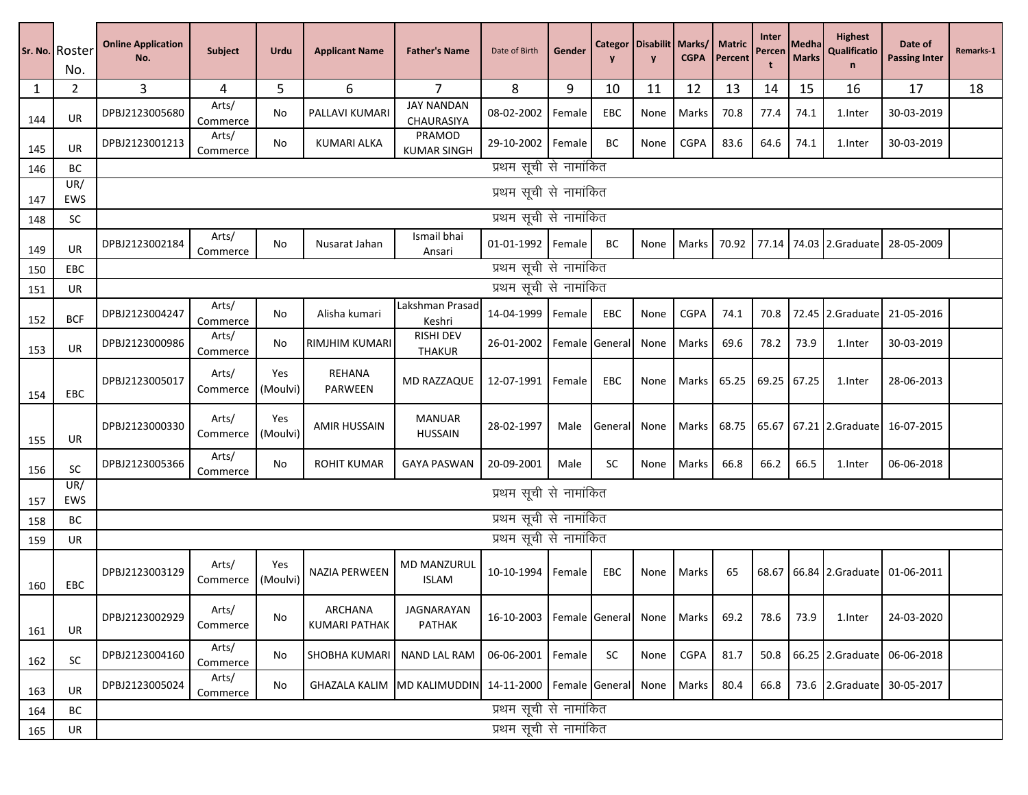| Sr. No. | Roster No. | Online Application No. | Subject | Urdu | Applicant Name | Father's Name | Date of Birth | Gender | Category | Disability | Marks/ CGPA | Matric Percent | Inter Percent | Medha Marks | Highest Qualification | Date of Passing Inter | Remarks-1 |
|---|---|---|---|---|---|---|---|---|---|---|---|---|---|---|---|---|---|
| 1 | 2 | 3 | 4 | 5 | 6 | 7 | 8 | 9 | 10 | 11 | 12 | 13 | 14 | 15 | 16 | 17 | 18 |
| 144 | UR | DPBJ2123005680 | Arts/ Commerce | No | PALLAVI KUMARI | JAY NANDAN CHAURASIYA | 08-02-2002 | Female | EBC | None | Marks | 70.8 | 77.4 | 74.1 | 1.Inter | 30-03-2019 | |
| 145 | UR | DPBJ2123001213 | Arts/ Commerce | No | KUMARI ALKA | PRAMOD KUMAR SINGH | 29-10-2002 | Female | BC | None | CGPA | 83.6 | 64.6 | 74.1 | 1.Inter | 30-03-2019 | |
| 146 | BC | प्रथम सूची से नामांकित | | | | | | | | | | | | | | | |
| 147 | UR/ EWS | प्रथम सूची से नामांकित | | | | | | | | | | | | | | | |
| 148 | SC | प्रथम सूची से नामांकित | | | | | | | | | | | | | | | |
| 149 | UR | DPBJ2123002184 | Arts/ Commerce | No | Nusarat Jahan | Ismail bhai Ansari | 01-01-1992 | Female | BC | None | Marks | 70.92 | 77.14 | 74.03 | 2.Graduate | 28-05-2009 | |
| 150 | EBC | प्रथम सूची से नामांकित | | | | | | | | | | | | | | | |
| 151 | UR | प्रथम सूची से नामांकित | | | | | | | | | | | | | | | |
| 152 | BCF | DPBJ2123004247 | Arts/ Commerce | No | Alisha kumari | Lakshman Prasad Keshri | 14-04-1999 | Female | EBC | None | CGPA | 74.1 | 70.8 | 72.45 | 2.Graduate | 21-05-2016 | |
| 153 | UR | DPBJ2123000986 | Arts/ Commerce | No | RIMJHIM KUMARI | RISHI DEV THAKUR | 26-01-2002 | Female | General | None | Marks | 69.6 | 78.2 | 73.9 | 1.Inter | 30-03-2019 | |
| 154 | EBC | DPBJ2123005017 | Arts/ Commerce | Yes (Moulvi) | REHANA PARWEEN | MD RAZZAQUE | 12-07-1991 | Female | EBC | None | Marks | 65.25 | 69.25 | 67.25 | 1.Inter | 28-06-2013 | |
| 155 | UR | DPBJ2123000330 | Arts/ Commerce | Yes (Moulvi) | AMIR HUSSAIN | MANUAR HUSSAIN | 28-02-1997 | Male | General | None | Marks | 68.75 | 65.67 | 67.21 | 2.Graduate | 16-07-2015 | |
| 156 | SC | DPBJ2123005366 | Arts/ Commerce | No | ROHIT KUMAR | GAYA PASWAN | 20-09-2001 | Male | SC | None | Marks | 66.8 | 66.2 | 66.5 | 1.Inter | 06-06-2018 | |
| 157 | UR/ EWS | प्रथम सूची से नामांकित | | | | | | | | | | | | | | | |
| 158 | BC | प्रथम सूची से नामांकित | | | | | | | | | | | | | | | |
| 159 | UR | प्रथम सूची से नामांकित | | | | | | | | | | | | | | | |
| 160 | EBC | DPBJ2123003129 | Arts/ Commerce | Yes (Moulvi) | NAZIA PERWEEN | MD MANZURUL ISLAM | 10-10-1994 | Female | EBC | None | Marks | 65 | 68.67 | 66.84 | 2.Graduate | 01-06-2011 | |
| 161 | UR | DPBJ2123002929 | Arts/ Commerce | No | ARCHANA KUMARI PATHAK | JAGNARAYAN PATHAK | 16-10-2003 | Female | General | None | Marks | 69.2 | 78.6 | 73.9 | 1.Inter | 24-03-2020 | |
| 162 | SC | DPBJ2123004160 | Arts/ Commerce | No | SHOBHA KUMARI | NAND LAL RAM | 06-06-2001 | Female | SC | None | CGPA | 81.7 | 50.8 | 66.25 | 2.Graduate | 06-06-2018 | |
| 163 | UR | DPBJ2123005024 | Arts/ Commerce | No | GHAZALA KALIM | MD KALIMUDDIN | 14-11-2000 | Female | General | None | Marks | 80.4 | 66.8 | 73.6 | 2.Graduate | 30-05-2017 | |
| 164 | BC | प्रथम सूची से नामांकित | | | | | | | | | | | | | | | |
| 165 | UR | प्रथम सूची से नामांकित | | | | | | | | | | | | | | | |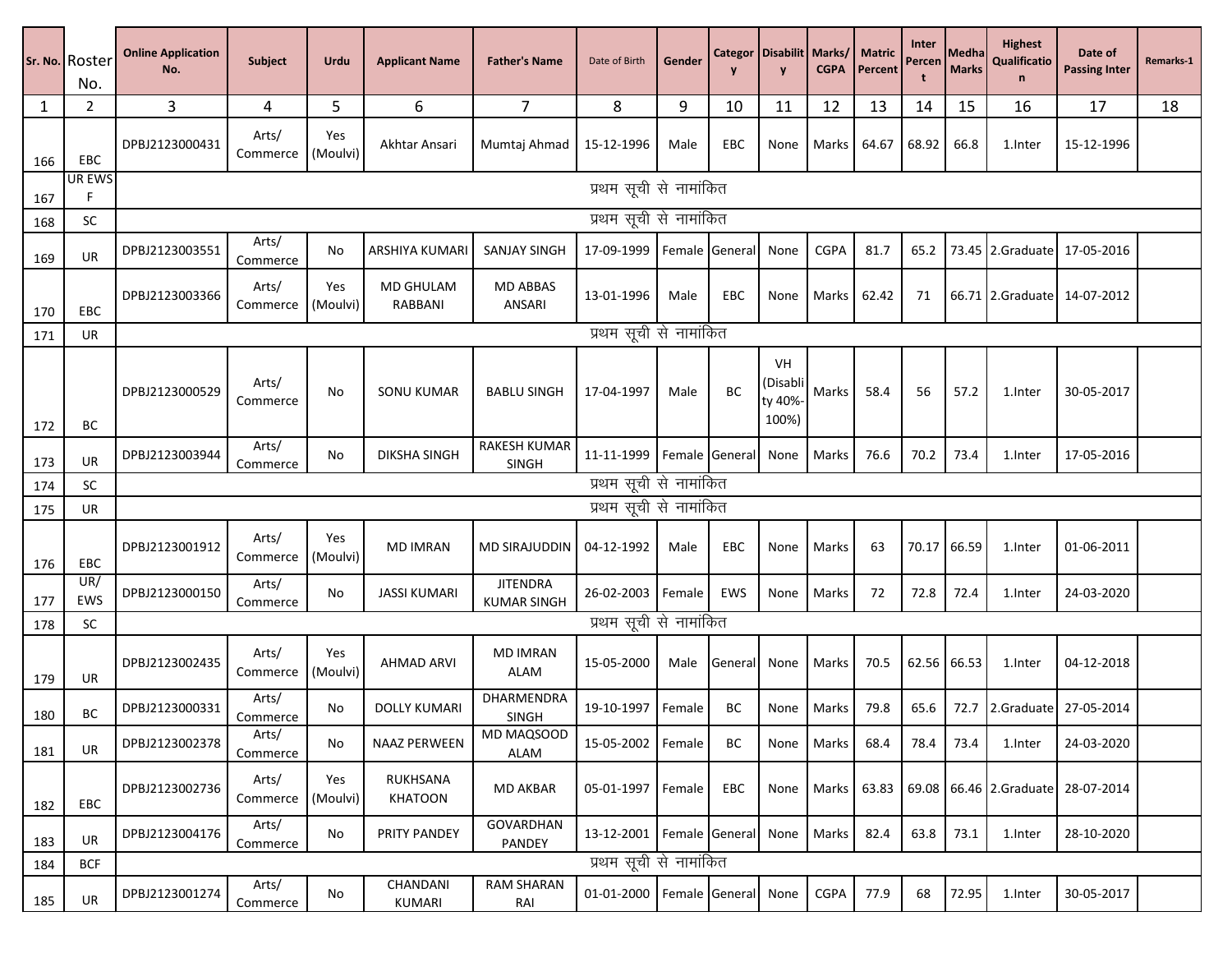| Sr. No. | Roster No. | Online Application No. | Subject | Urdu | Applicant Name | Father's Name | Date of Birth | Gender | Category | Disability | Marks/ CGPA | Matric Percent | Inter Percent | Medha Marks | Highest Qualification | Date of Passing Inter | Remarks-1 |
|---|---|---|---|---|---|---|---|---|---|---|---|---|---|---|---|---|---|
| 1 | 2 | 3 | 4 | 5 | 6 | 7 | 8 | 9 | 10 | 11 | 12 | 13 | 14 | 15 | 16 | 17 | 18 |
| 166 | EBC | DPBJ2123000431 | Arts/ Commerce | Yes (Moulvi) | Akhtar Ansari | Mumtaj Ahmad | 15-12-1996 | Male | EBC | None | Marks | 64.67 | 68.92 | 66.8 | 1.Inter | 15-12-1996 | |
| 167 | UR EWS F | प्रथम सूची से नामांकित | | | | | | | | | | | | | | | |
| 168 | SC | प्रथम सूची से नामांकित | | | | | | | | | | | | | | | |
| 169 | UR | DPBJ2123003551 | Arts/ Commerce | No | ARSHIYA KUMARI | SANJAY SINGH | 17-09-1999 | Female | General | None | CGPA | 81.7 | 65.2 | 73.45 | 2.Graduate | 17-05-2016 | |
| 170 | EBC | DPBJ2123003366 | Arts/ Commerce | Yes (Moulvi) | MD GHULAM RABBANI | MD ABBAS ANSARI | 13-01-1996 | Male | EBC | None | Marks | 62.42 | 71 | 66.71 | 2.Graduate | 14-07-2012 | |
| 171 | UR | प्रथम सूची से नामांकित | | | | | | | | | | | | | | | |
| 172 | BC | DPBJ2123000529 | Arts/ Commerce | No | SONU KUMAR | BABLU SINGH | 17-04-1997 | Male | BC | VH (Disability 40%-100%) | Marks | 58.4 | 56 | 57.2 | 1.Inter | 30-05-2017 | |
| 173 | UR | DPBJ2123003944 | Arts/ Commerce | No | DIKSHA SINGH | RAKESH KUMAR SINGH | 11-11-1999 | Female | General | None | Marks | 76.6 | 70.2 | 73.4 | 1.Inter | 17-05-2016 | |
| 174 | SC | प्रथम सूची से नामांकित | | | | | | | | | | | | | | | |
| 175 | UR | प्रथम सूची से नामांकित | | | | | | | | | | | | | | | |
| 176 | EBC | DPBJ2123001912 | Arts/ Commerce | Yes (Moulvi) | MD IMRAN | MD SIRAJUDDIN | 04-12-1992 | Male | EBC | None | Marks | 63 | 70.17 | 66.59 | 1.Inter | 01-06-2011 | |
| 177 | UR/ EWS | DPBJ2123000150 | Arts/ Commerce | No | JASSI KUMARI | JITENDRA KUMAR SINGH | 26-02-2003 | Female | EWS | None | Marks | 72 | 72.8 | 72.4 | 1.Inter | 24-03-2020 | |
| 178 | SC | प्रथम सूची से नामांकित | | | | | | | | | | | | | | | |
| 179 | UR | DPBJ2123002435 | Arts/ Commerce | Yes (Moulvi) | AHMAD ARVI | MD IMRAN ALAM | 15-05-2000 | Male | General | None | Marks | 70.5 | 62.56 | 66.53 | 1.Inter | 04-12-2018 | |
| 180 | BC | DPBJ2123000331 | Arts/ Commerce | No | DOLLY KUMARI | DHARMENDRA SINGH | 19-10-1997 | Female | BC | None | Marks | 79.8 | 65.6 | 72.7 | 2.Graduate | 27-05-2014 | |
| 181 | UR | DPBJ2123002378 | Arts/ Commerce | No | NAAZ PERWEEN | MD MAQSOOD ALAM | 15-05-2002 | Female | BC | None | Marks | 68.4 | 78.4 | 73.4 | 1.Inter | 24-03-2020 | |
| 182 | EBC | DPBJ2123002736 | Arts/ Commerce | Yes (Moulvi) | RUKHSANA KHATOON | MD AKBAR | 05-01-1997 | Female | EBC | None | Marks | 63.83 | 69.08 | 66.46 | 2.Graduate | 28-07-2014 | |
| 183 | UR | DPBJ2123004176 | Arts/ Commerce | No | PRITY PANDEY | GOVARDHAN PANDEY | 13-12-2001 | Female | General | None | Marks | 82.4 | 63.8 | 73.1 | 1.Inter | 28-10-2020 | |
| 184 | BCF | प्रथम सूची से नामांकित | | | | | | | | | | | | | | | |
| 185 | UR | DPBJ2123001274 | Arts/ Commerce | No | CHANDANI KUMARI | RAM SHARAN RAI | 01-01-2000 | Female | General | None | CGPA | 77.9 | 68 | 72.95 | 1.Inter | 30-05-2017 | |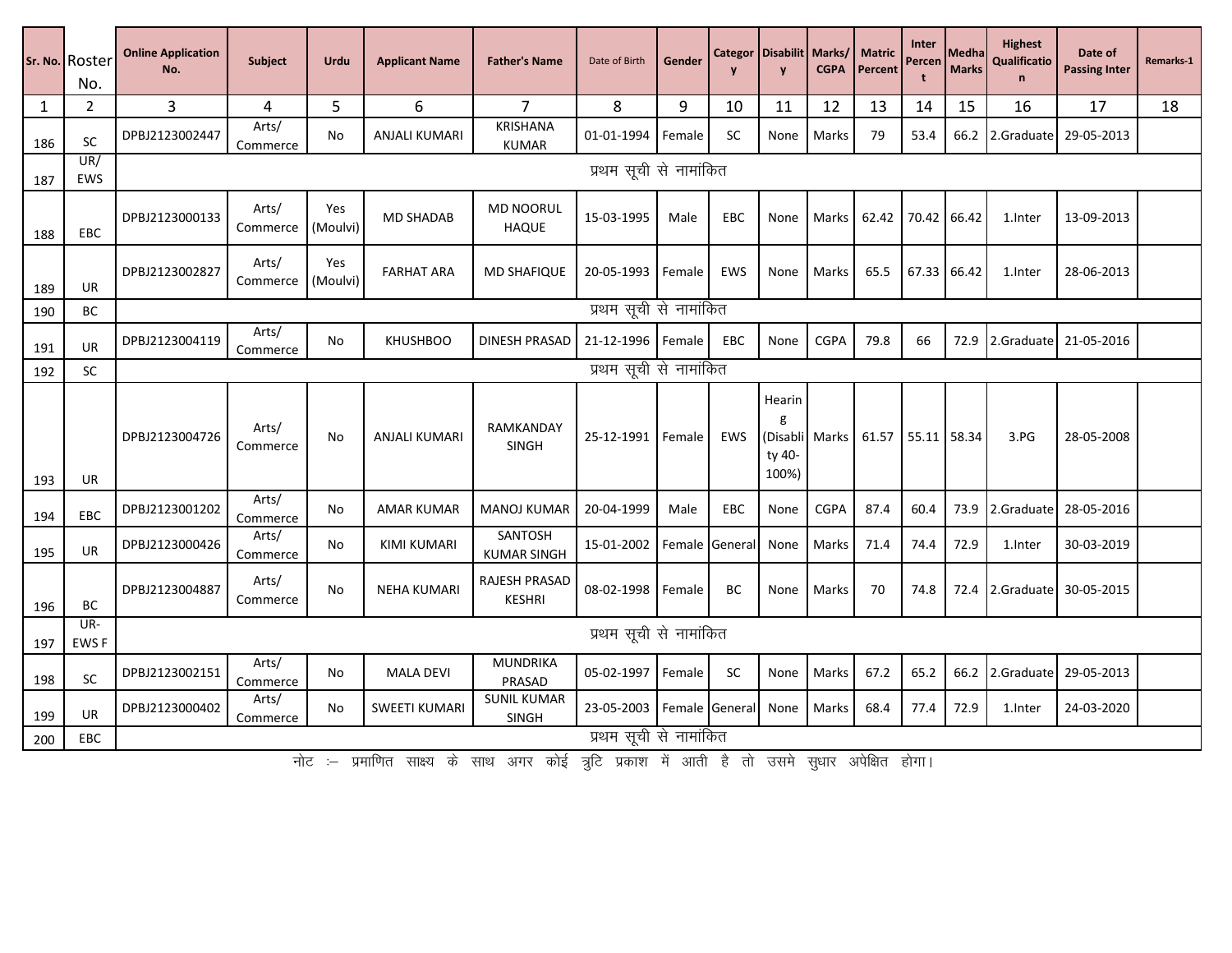| Sr. No. | Roster No. | Online Application No. | Subject | Urdu | Applicant Name | Father's Name | Date of Birth | Gender | Category | Disability | Marks/ CGPA | Matric Percent | Inter Percent | Medha Marks | Highest Qualification | Date of Passing Inter | Remarks-1 |
|---|---|---|---|---|---|---|---|---|---|---|---|---|---|---|---|---|---|
| 1 | 2 | 3 | 4 | 5 | 6 | 7 | 8 | 9 | 10 | 11 | 12 | 13 | 14 | 15 | 16 | 17 | 18 |
| 186 | SC | DPBJ2123002447 | Arts/ Commerce | No | ANJALI KUMARI | KRISHANA KUMAR | 01-01-1994 | Female | SC | None | Marks | 79 | 53.4 | 66.2 | 2.Graduate | 29-05-2013 | |
| 187 | UR/ EWS | प्रथम सूची से नामांकित | | | | | | | | | | | | | | | |
| 188 | EBC | DPBJ2123000133 | Arts/ Commerce | Yes (Moulvi) | MD SHADAB | MD NOORUL HAQUE | 15-03-1995 | Male | EBC | None | Marks | 62.42 | 70.42 | 66.42 | 1.Inter | 13-09-2013 | |
| 189 | UR | DPBJ2123002827 | Arts/ Commerce | Yes (Moulvi) | FARHAT ARA | MD SHAFIQUE | 20-05-1993 | Female | EWS | None | Marks | 65.5 | 67.33 | 66.42 | 1.Inter | 28-06-2013 | |
| 190 | BC | प्रथम सूची से नामांकित | | | | | | | | | | | | | | | |
| 191 | UR | DPBJ2123004119 | Arts/ Commerce | No | KHUSHBOO | DINESH PRASAD | 21-12-1996 | Female | EBC | None | CGPA | 79.8 | 66 | 72.9 | 2.Graduate | 21-05-2016 | |
| 192 | SC | प्रथम सूची से नामांकित | | | | | | | | | | | | | | | |
| 193 | UR | DPBJ2123004726 | Arts/ Commerce | No | ANJALI KUMARI | RAMKANDAY SINGH | 25-12-1991 | Female | EWS | Hearing (Disability 40-100%) | Marks | 61.57 | 55.11 | 58.34 | 3.PG | 28-05-2008 | |
| 194 | EBC | DPBJ2123001202 | Arts/ Commerce | No | AMAR KUMAR | MANOJ KUMAR | 20-04-1999 | Male | EBC | None | CGPA | 87.4 | 60.4 | 73.9 | 2.Graduate | 28-05-2016 | |
| 195 | UR | DPBJ2123000426 | Arts/ Commerce | No | KIMI KUMARI | SANTOSH KUMAR SINGH | 15-01-2002 | Female | General | None | Marks | 71.4 | 74.4 | 72.9 | 1.Inter | 30-03-2019 | |
| 196 | BC | DPBJ2123004887 | Arts/ Commerce | No | NEHA KUMARI | RAJESH PRASAD KESHRI | 08-02-1998 | Female | BC | None | Marks | 70 | 74.8 | 72.4 | 2.Graduate | 30-05-2015 | |
| 197 | UR-EWS F | प्रथम सूची से नामांकित | | | | | | | | | | | | | | | |
| 198 | SC | DPBJ2123002151 | Arts/ Commerce | No | MALA DEVI | MUNDRIKA PRASAD | 05-02-1997 | Female | SC | None | Marks | 67.2 | 65.2 | 66.2 | 2.Graduate | 29-05-2013 | |
| 199 | UR | DPBJ2123000402 | Arts/ Commerce | No | SWEETI KUMARI | SUNIL KUMAR SINGH | 23-05-2003 | Female | General | None | Marks | 68.4 | 77.4 | 72.9 | 1.Inter | 24-03-2020 | |
| 200 | EBC | प्रथम सूची से नामांकित | | | | | | | | | | | | | | | |

नोट :– प्रमाणित साक्ष्य के साथ अगर कोई त्रुटि प्रकाश में आती है तो उसमे सुधार अपेक्षित होगा।